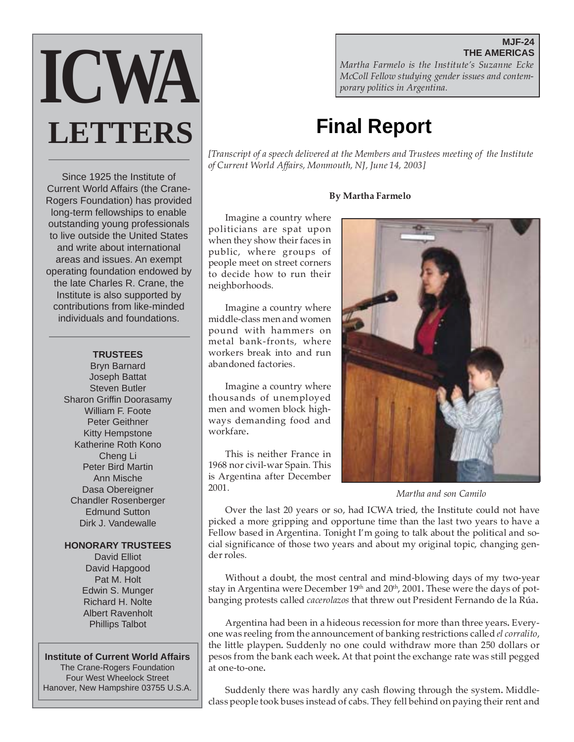# ICWA LETTERS

Since 1925 the Institute of Current World Affairs (the Crane-Rogers Foundation) has provided long-term fellowships to enable outstanding young professionals to live outside the United States and write about international areas and issues. An exempt operating foundation endowed by the late Charles R. Crane, the Institute is also supported by contributions from like-minded individuals and foundations.

**TRUSTEES**
Bryn Barnard
Joseph Battat
Steven Butler
Sharon Griffin Doorasamy
William F. Foote
Peter Geithner
Kitty Hempstone
Katherine Roth Kono
Cheng Li
Peter Bird Martin
Ann Mische
Dasa Obereigner
Chandler Rosenberger
Edmund Sutton
Dirk J. Vandewalle

**HONORARY TRUSTEES**
David Elliot
David Hapgood
Pat M. Holt
Edwin S. Munger
Richard H. Nolte
Albert Ravenholt
Phillips Talbot

**Institute of Current World Affairs**
The Crane-Rogers Foundation
Four West Wheelock Street
Hanover, New Hampshire 03755 U.S.A.

**MJF-24**
**THE AMERICAS**

*Martha Farmelo is the Institute's Suzanne Ecke McColl Fellow studying gender issues and contemporary politics in Argentina.*

## Final Report

*[Transcript of a speech delivered at the Members and Trustees meeting of the Institute of Current World Affairs, Monmouth, NJ, June 14, 2003]*

**By Martha Farmelo**

Imagine a country where politicians are spat upon when they show their faces in public, where groups of people meet on street corners to decide how to run their neighborhoods.

Imagine a country where middle-class men and women pound with hammers on metal bank-fronts, where workers break into and run abandoned factories.

Imagine a country where thousands of unemployed men and women block highways demanding food and workfare.

This is neither France in 1968 nor civil-war Spain. This is Argentina after December 2001.

*Martha and son Camilo*

Over the last 20 years or so, had ICWA tried, the Institute could not have picked a more gripping and opportune time than the last two years to have a Fellow based in Argentina. Tonight I'm going to talk about the political and social significance of those two years and about my original topic, changing gender roles.

Without a doubt, the most central and mind-blowing days of my two-year stay in Argentina were December 19th and 20th, 2001. These were the days of pot-banging protests called *cacerolazos* that threw out President Fernando de la Rúa.

Argentina had been in a hideous recession for more than three years. Everyone was reeling from the announcement of banking restrictions called *el corralito*, the little playpen. Suddenly no one could withdraw more than 250 dollars or pesos from the bank each week. At that point the exchange rate was still pegged at one-to-one.

Suddenly there was hardly any cash flowing through the system. Middle-class people took buses instead of cabs. They fell behind on paying their rent and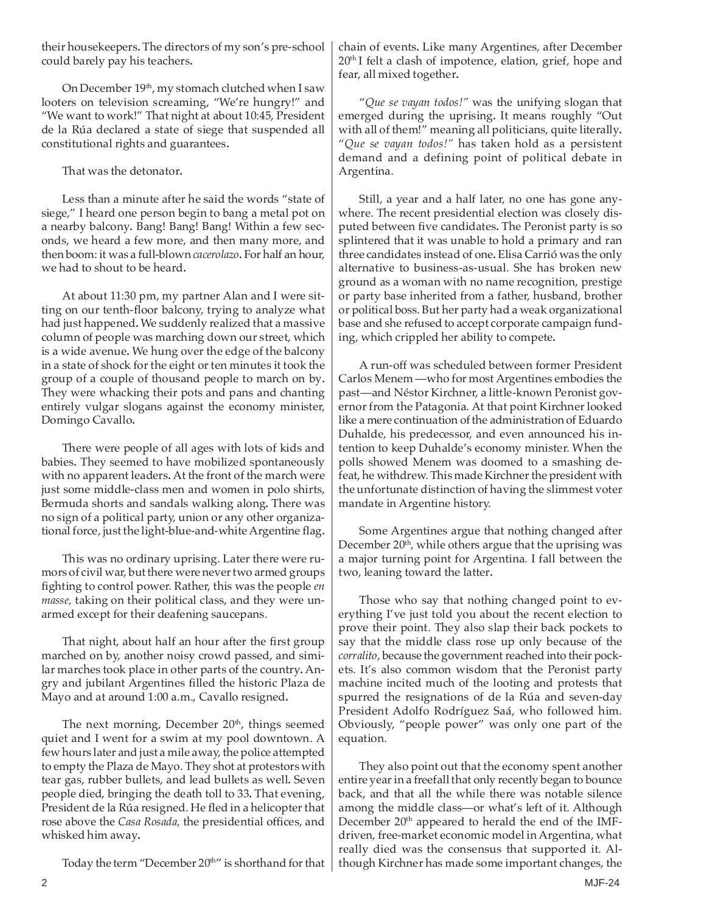their housekeepers. The directors of my son's pre-school could barely pay his teachers.

On December 19th, my stomach clutched when I saw looters on television screaming, "We're hungry!" and "We want to work!" That night at about 10:45, President de la Rúa declared a state of siege that suspended all constitutional rights and guarantees.

That was the detonator.

Less than a minute after he said the words "state of siege," I heard one person begin to bang a metal pot on a nearby balcony. Bang! Bang! Bang! Within a few seconds, we heard a few more, and then many more, and then boom: it was a full-blown *cacerolazo*. For half an hour, we had to shout to be heard.

At about 11:30 pm, my partner Alan and I were sitting on our tenth-floor balcony, trying to analyze what had just happened. We suddenly realized that a massive column of people was marching down our street, which is a wide avenue. We hung over the edge of the balcony in a state of shock for the eight or ten minutes it took the group of a couple of thousand people to march on by. They were whacking their pots and pans and chanting entirely vulgar slogans against the economy minister, Domingo Cavallo.

There were people of all ages with lots of kids and babies. They seemed to have mobilized spontaneously with no apparent leaders. At the front of the march were just some middle-class men and women in polo shirts, Bermuda shorts and sandals walking along. There was no sign of a political party, union or any other organizational force, just the light-blue-and-white Argentine flag.

This was no ordinary uprising. Later there were rumors of civil war, but there were never two armed groups fighting to control power. Rather, this was the people *en masse,* taking on their political class, and they were unarmed except for their deafening saucepans.

That night, about half an hour after the first group marched on by, another noisy crowd passed, and similar marches took place in other parts of the country. Angry and jubilant Argentines filled the historic Plaza de Mayo and at around 1:00 a.m., Cavallo resigned.

The next morning, December 20th, things seemed quiet and I went for a swim at my pool downtown. A few hours later and just a mile away, the police attempted to empty the Plaza de Mayo. They shot at protestors with tear gas, rubber bullets, and lead bullets as well. Seven people died, bringing the death toll to 33. That evening, President de la Rúa resigned. He fled in a helicopter that rose above the *Casa Rosada,* the presidential offices, and whisked him away.

Today the term "December 20th" is shorthand for that chain of events. Like many Argentines, after December 20th I felt a clash of impotence, elation, grief, hope and fear, all mixed together.

"*Que se vayan todos!*" was the unifying slogan that emerged during the uprising. It means roughly "Out with all of them!" meaning all politicians, quite literally. "*Que se vayan todos!*" has taken hold as a persistent demand and a defining point of political debate in Argentina.

Still, a year and a half later, no one has gone anywhere. The recent presidential election was closely disputed between five candidates. The Peronist party is so splintered that it was unable to hold a primary and ran three candidates instead of one. Elisa Carrió was the only alternative to business-as-usual. She has broken new ground as a woman with no name recognition, prestige or party base inherited from a father, husband, brother or political boss. But her party had a weak organizational base and she refused to accept corporate campaign funding, which crippled her ability to compete.

A run-off was scheduled between former President Carlos Menem —who for most Argentines embodies the past—and Néstor Kirchner, a little-known Peronist governor from the Patagonia. At that point Kirchner looked like a mere continuation of the administration of Eduardo Duhalde, his predecessor, and even announced his intention to keep Duhalde's economy minister. When the polls showed Menem was doomed to a smashing defeat, he withdrew. This made Kirchner the president with the unfortunate distinction of having the slimmest voter mandate in Argentine history.

Some Argentines argue that nothing changed after December 20th, while others argue that the uprising was a major turning point for Argentina. I fall between the two, leaning toward the latter.

Those who say that nothing changed point to everything I've just told you about the recent election to prove their point. They also slap their back pockets to say that the middle class rose up only because of the *corralito*, because the government reached into their pockets. It's also common wisdom that the Peronist party machine incited much of the looting and protests that spurred the resignations of de la Rúa and seven-day President Adolfo Rodríguez Saá, who followed him. Obviously, "people power" was only one part of the equation.

They also point out that the economy spent another entire year in a freefall that only recently began to bounce back, and that all the while there was notable silence among the middle class—or what's left of it. Although December 20th appeared to herald the end of the IMF-driven, free-market economic model in Argentina, what really died was the consensus that supported it. Although Kirchner has made some important changes, the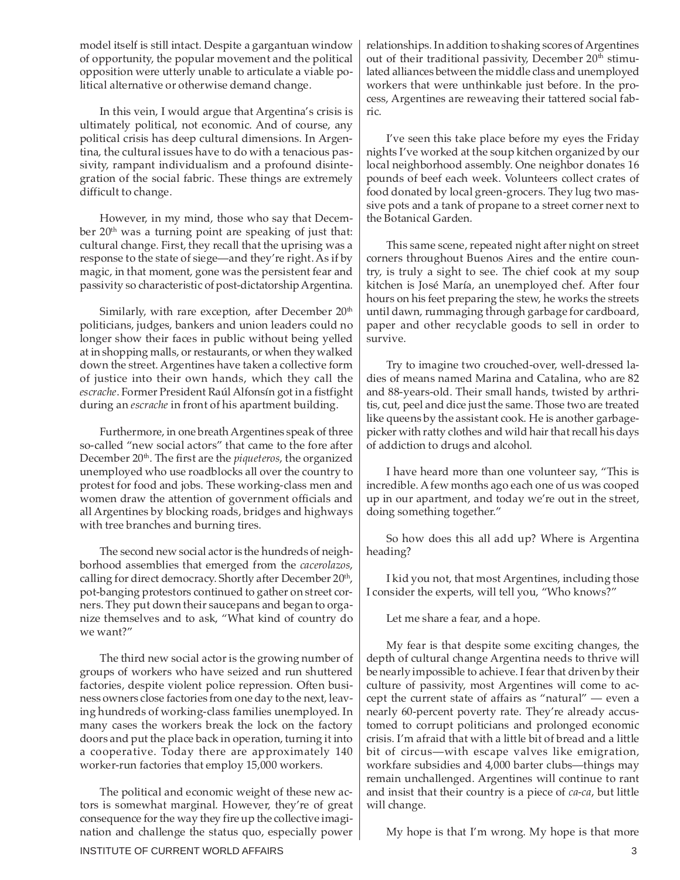model itself is still intact. Despite a gargantuan window of opportunity, the popular movement and the political opposition were utterly unable to articulate a viable political alternative or otherwise demand change.

In this vein, I would argue that Argentina's crisis is ultimately political, not economic. And of course, any political crisis has deep cultural dimensions. In Argentina, the cultural issues have to do with a tenacious passivity, rampant individualism and a profound disintegration of the social fabric. These things are extremely difficult to change.

However, in my mind, those who say that December 20th was a turning point are speaking of just that: cultural change. First, they recall that the uprising was a response to the state of siege—and they're right. As if by magic, in that moment, gone was the persistent fear and passivity so characteristic of post-dictatorship Argentina.

Similarly, with rare exception, after December 20th politicians, judges, bankers and union leaders could no longer show their faces in public without being yelled at in shopping malls, or restaurants, or when they walked down the street. Argentines have taken a collective form of justice into their own hands, which they call the *escrache*. Former President Raúl Alfonsín got in a fistfight during an *escrache* in front of his apartment building.

Furthermore, in one breath Argentines speak of three so-called "new social actors" that came to the fore after December 20th. The first are the *piqueteros*, the organized unemployed who use roadblocks all over the country to protest for food and jobs. These working-class men and women draw the attention of government officials and all Argentines by blocking roads, bridges and highways with tree branches and burning tires.

The second new social actor is the hundreds of neighborhood assemblies that emerged from the *cacerolazos*, calling for direct democracy. Shortly after December 20th, pot-banging protestors continued to gather on street corners. They put down their saucepans and began to organize themselves and to ask, "What kind of country do we want?"

The third new social actor is the growing number of groups of workers who have seized and run shuttered factories, despite violent police repression. Often business owners close factories from one day to the next, leaving hundreds of working-class families unemployed. In many cases the workers break the lock on the factory doors and put the place back in operation, turning it into a cooperative. Today there are approximately 140 worker-run factories that employ 15,000 workers.

The political and economic weight of these new actors is somewhat marginal. However, they're of great consequence for the way they fire up the collective imagination and challenge the status quo, especially power relationships. In addition to shaking scores of Argentines out of their traditional passivity, December 20th stimulated alliances between the middle class and unemployed workers that were unthinkable just before. In the process, Argentines are reweaving their tattered social fabric.

I've seen this take place before my eyes the Friday nights I've worked at the soup kitchen organized by our local neighborhood assembly. One neighbor donates 16 pounds of beef each week. Volunteers collect crates of food donated by local green-grocers. They lug two massive pots and a tank of propane to a street corner next to the Botanical Garden.

This same scene, repeated night after night on street corners throughout Buenos Aires and the entire country, is truly a sight to see. The chief cook at my soup kitchen is José María, an unemployed chef. After four hours on his feet preparing the stew, he works the streets until dawn, rummaging through garbage for cardboard, paper and other recyclable goods to sell in order to survive.

Try to imagine two crouched-over, well-dressed ladies of means named Marina and Catalina, who are 82 and 88-years-old. Their small hands, twisted by arthritis, cut, peel and dice just the same. Those two are treated like queens by the assistant cook. He is another garbage-picker with ratty clothes and wild hair that recall his days of addiction to drugs and alcohol.

I have heard more than one volunteer say, "This is incredible. A few months ago each one of us was cooped up in our apartment, and today we're out in the street, doing something together."

So how does this all add up? Where is Argentina heading?

I kid you not, that most Argentines, including those I consider the experts, will tell you, "Who knows?"

Let me share a fear, and a hope.

My fear is that despite some exciting changes, the depth of cultural change Argentina needs to thrive will be nearly impossible to achieve. I fear that driven by their culture of passivity, most Argentines will come to accept the current state of affairs as "natural" — even a nearly 60-percent poverty rate. They're already accustomed to corrupt politicians and prolonged economic crisis. I'm afraid that with a little bit of bread and a little bit of circus—with escape valves like emigration, workfare subsidies and 4,000 barter clubs—things may remain unchallenged. Argentines will continue to rant and insist that their country is a piece of *ca-ca*, but little will change.

My hope is that I'm wrong. My hope is that more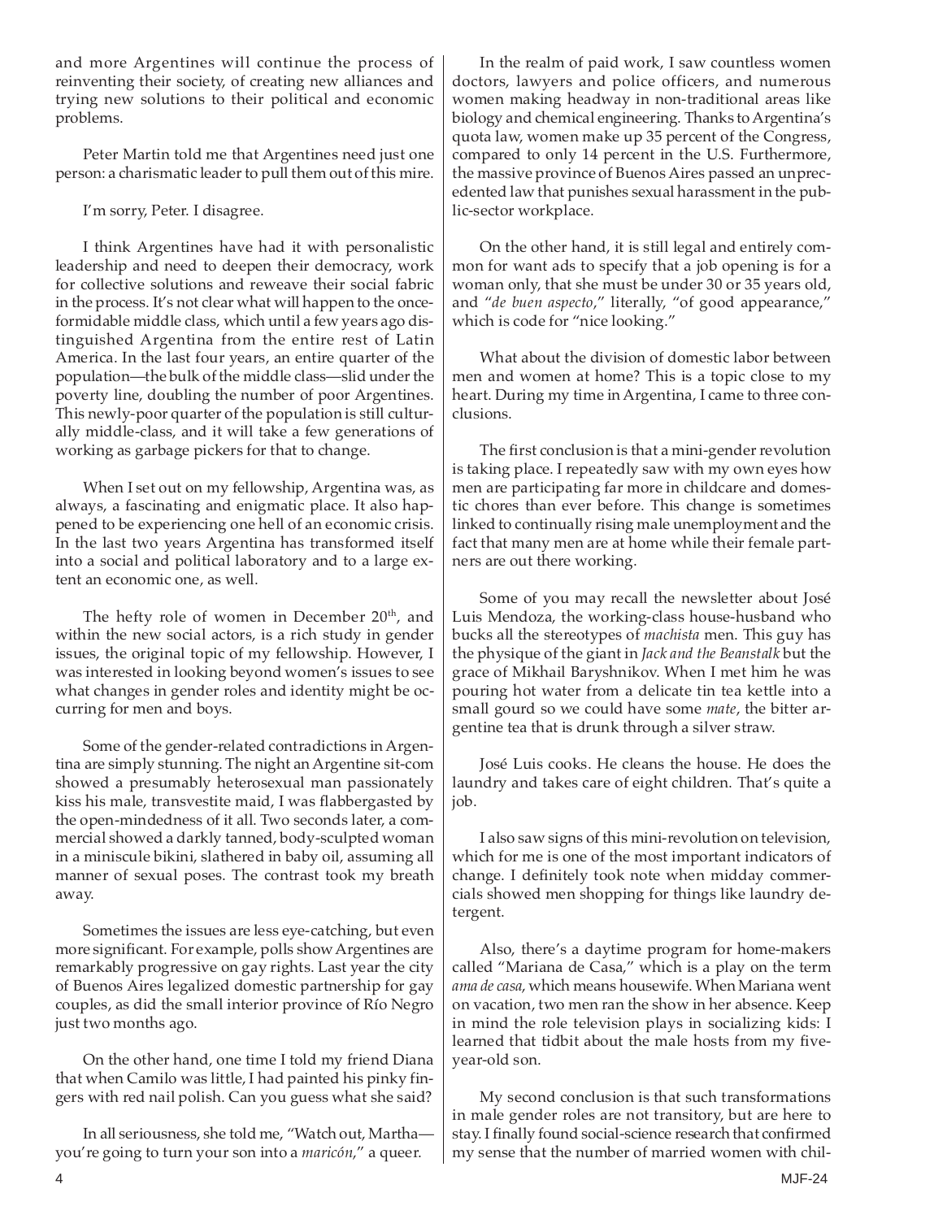and more Argentines will continue the process of reinventing their society, of creating new alliances and trying new solutions to their political and economic problems.

Peter Martin told me that Argentines need just one person: a charismatic leader to pull them out of this mire.

I'm sorry, Peter. I disagree.

I think Argentines have had it with personalistic leadership and need to deepen their democracy, work for collective solutions and reweave their social fabric in the process. It's not clear what will happen to the once-formidable middle class, which until a few years ago distinguished Argentina from the entire rest of Latin America. In the last four years, an entire quarter of the population—the bulk of the middle class—slid under the poverty line, doubling the number of poor Argentines. This newly-poor quarter of the population is still culturally middle-class, and it will take a few generations of working as garbage pickers for that to change.

When I set out on my fellowship, Argentina was, as always, a fascinating and enigmatic place. It also happened to be experiencing one hell of an economic crisis. In the last two years Argentina has transformed itself into a social and political laboratory and to a large extent an economic one, as well.

The hefty role of women in December 20th, and within the new social actors, is a rich study in gender issues, the original topic of my fellowship. However, I was interested in looking beyond women's issues to see what changes in gender roles and identity might be occurring for men and boys.

Some of the gender-related contradictions in Argentina are simply stunning. The night an Argentine sit-com showed a presumably heterosexual man passionately kiss his male, transvestite maid, I was flabbergasted by the open-mindedness of it all. Two seconds later, a commercial showed a darkly tanned, body-sculpted woman in a miniscule bikini, slathered in baby oil, assuming all manner of sexual poses. The contrast took my breath away.

Sometimes the issues are less eye-catching, but even more significant. For example, polls show Argentines are remarkably progressive on gay rights. Last year the city of Buenos Aires legalized domestic partnership for gay couples, as did the small interior province of Río Negro just two months ago.

On the other hand, one time I told my friend Diana that when Camilo was little, I had painted his pinky fingers with red nail polish. Can you guess what she said?

In all seriousness, she told me, "Watch out, Martha—you're going to turn your son into a *maricón*," a queer.

In the realm of paid work, I saw countless women doctors, lawyers and police officers, and numerous women making headway in non-traditional areas like biology and chemical engineering. Thanks to Argentina's quota law, women make up 35 percent of the Congress, compared to only 14 percent in the U.S. Furthermore, the massive province of Buenos Aires passed an unprecedented law that punishes sexual harassment in the public-sector workplace.

On the other hand, it is still legal and entirely common for want ads to specify that a job opening is for a woman only, that she must be under 30 or 35 years old, and "*de buen aspecto*," literally, "of good appearance," which is code for "nice looking."

What about the division of domestic labor between men and women at home? This is a topic close to my heart. During my time in Argentina, I came to three conclusions.

The first conclusion is that a mini-gender revolution is taking place. I repeatedly saw with my own eyes how men are participating far more in childcare and domestic chores than ever before. This change is sometimes linked to continually rising male unemployment and the fact that many men are at home while their female partners are out there working.

Some of you may recall the newsletter about José Luis Mendoza, the working-class house-husband who bucks all the stereotypes of *machista* men. This guy has the physique of the giant in *Jack and the Beanstalk* but the grace of Mikhail Baryshnikov. When I met him he was pouring hot water from a delicate tin tea kettle into a small gourd so we could have some *mate*, the bitter argentine tea that is drunk through a silver straw.

José Luis cooks. He cleans the house. He does the laundry and takes care of eight children. That's quite a job.

I also saw signs of this mini-revolution on television, which for me is one of the most important indicators of change. I definitely took note when midday commercials showed men shopping for things like laundry detergent.

Also, there's a daytime program for home-makers called "Mariana de Casa," which is a play on the term *ama de casa*, which means housewife. When Mariana went on vacation, two men ran the show in her absence. Keep in mind the role television plays in socializing kids: I learned that tidbit about the male hosts from my five-year-old son.

My second conclusion is that such transformations in male gender roles are not transitory, but are here to stay. I finally found social-science research that confirmed my sense that the number of married women with chil-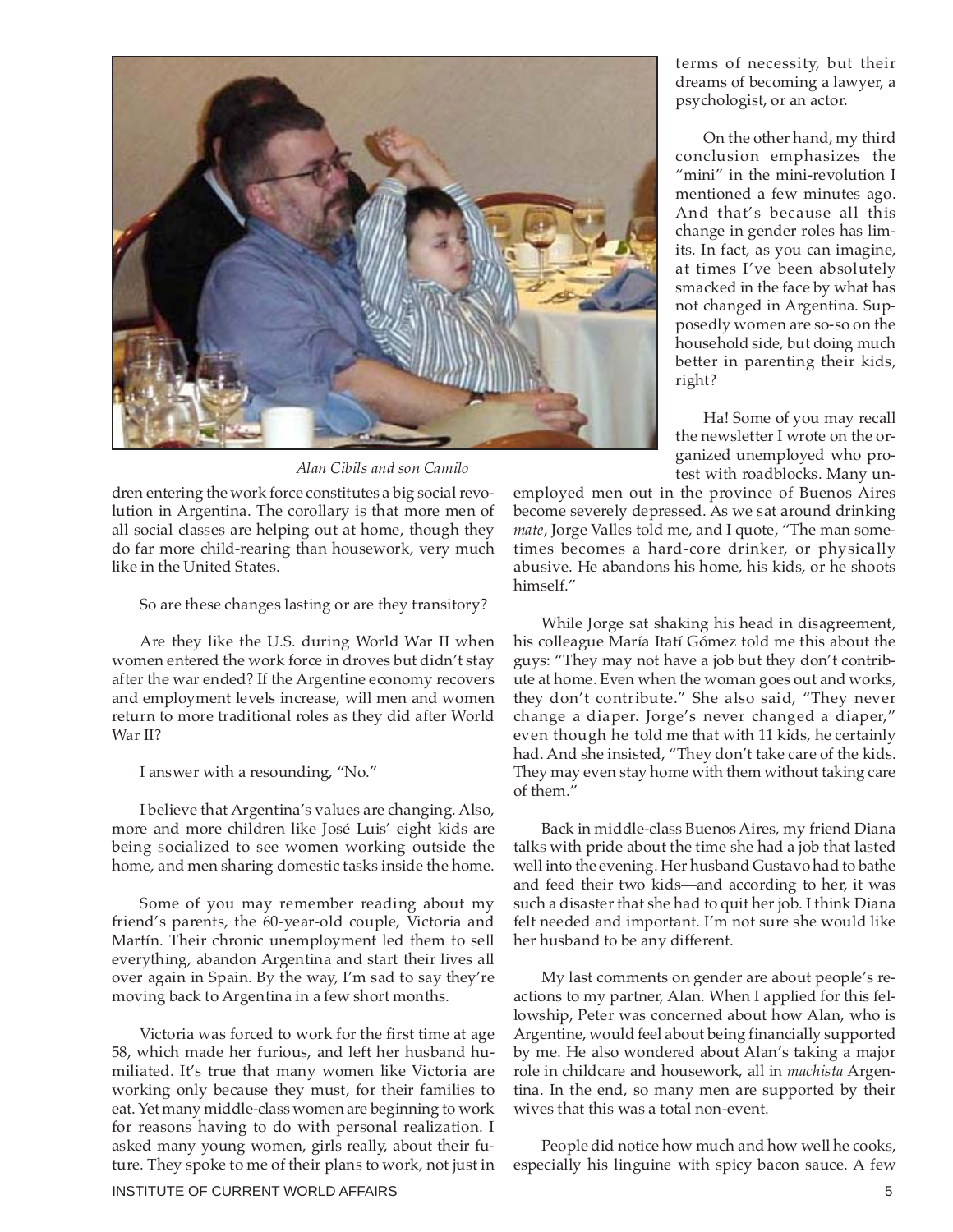*Alan Cibils and son Camilo*

dren entering the work force constitutes a big social revolution in Argentina. The corollary is that more men of all social classes are helping out at home, though they do far more child-rearing than housework, very much like in the United States.

So are these changes lasting or are they transitory?

Are they like the U.S. during World War II when women entered the work force in droves but didn't stay after the war ended? If the Argentine economy recovers and employment levels increase, will men and women return to more traditional roles as they did after World War II?

I answer with a resounding, "No."

I believe that Argentina's values are changing. Also, more and more children like José Luis' eight kids are being socialized to see women working outside the home, and men sharing domestic tasks inside the home.

Some of you may remember reading about my friend's parents, the 60-year-old couple, Victoria and Martín. Their chronic unemployment led them to sell everything, abandon Argentina and start their lives all over again in Spain. By the way, I'm sad to say they're moving back to Argentina in a few short months.

Victoria was forced to work for the first time at age 58, which made her furious, and left her husband humiliated. It's true that many women like Victoria are working only because they must, for their families to eat. Yet many middle-class women are beginning to work for reasons having to do with personal realization. I asked many young women, girls really, about their future. They spoke to me of their plans to work, not just in terms of necessity, but their dreams of becoming a lawyer, a psychologist, or an actor.

On the other hand, my third conclusion emphasizes the "mini" in the mini-revolution I mentioned a few minutes ago. And that's because all this change in gender roles has limits. In fact, as you can imagine, at times I've been absolutely smacked in the face by what has not changed in Argentina. Supposedly women are so-so on the household side, but doing much better in parenting their kids, right?

Ha! Some of you may recall the newsletter I wrote on the organized unemployed who protest with roadblocks. Many unemployed men out in the province of Buenos Aires become severely depressed. As we sat around drinking *mate*, Jorge Valles told me, and I quote, "The man sometimes becomes a hard-core drinker, or physically abusive. He abandons his home, his kids, or he shoots himself."

While Jorge sat shaking his head in disagreement, his colleague María Itatí Gómez told me this about the guys: "They may not have a job but they don't contribute at home. Even when the woman goes out and works, they don't contribute." She also said, "They never change a diaper. Jorge's never changed a diaper," even though he told me that with 11 kids, he certainly had. And she insisted, "They don't take care of the kids. They may even stay home with them without taking care of them."

Back in middle-class Buenos Aires, my friend Diana talks with pride about the time she had a job that lasted well into the evening. Her husband Gustavo had to bathe and feed their two kids—and according to her, it was such a disaster that she had to quit her job. I think Diana felt needed and important. I'm not sure she would like her husband to be any different.

My last comments on gender are about people's reactions to my partner, Alan. When I applied for this fellowship, Peter was concerned about how Alan, who is Argentine, would feel about being financially supported by me. He also wondered about Alan's taking a major role in childcare and housework, all in *machista* Argentina. In the end, so many men are supported by their wives that this was a total non-event.

People did notice how much and how well he cooks, especially his linguine with spicy bacon sauce. A few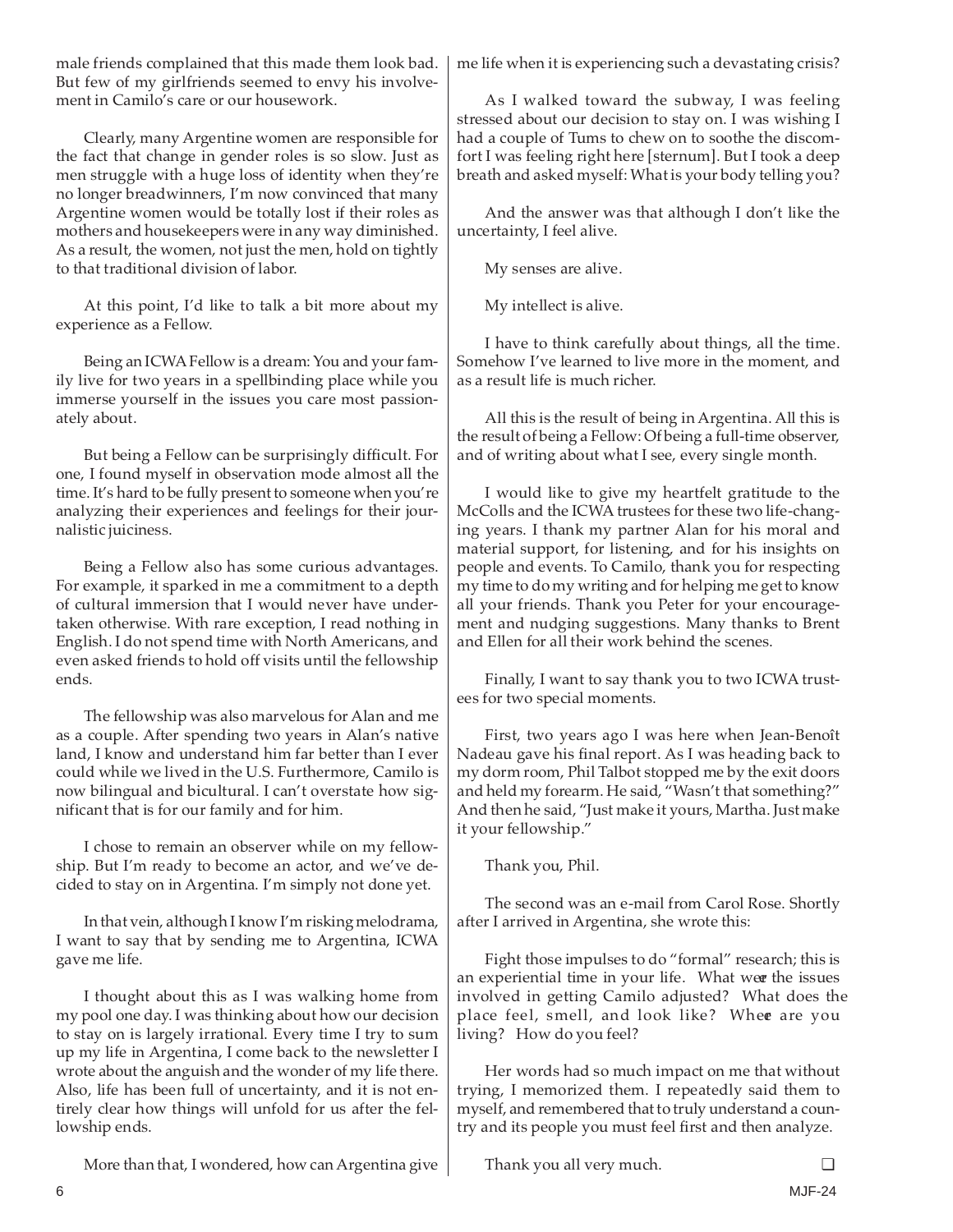male friends complained that this made them look bad. But few of my girlfriends seemed to envy his involvement in Camilo's care or our housework.

Clearly, many Argentine women are responsible for the fact that change in gender roles is so slow. Just as men struggle with a huge loss of identity when they're no longer breadwinners, I'm now convinced that many Argentine women would be totally lost if their roles as mothers and housekeepers were in any way diminished. As a result, the women, not just the men, hold on tightly to that traditional division of labor.

At this point, I'd like to talk a bit more about my experience as a Fellow.

Being an ICWA Fellow is a dream: You and your family live for two years in a spellbinding place while you immerse yourself in the issues you care most passionately about.

But being a Fellow can be surprisingly difficult. For one, I found myself in observation mode almost all the time. It's hard to be fully present to someone when you're analyzing their experiences and feelings for their journalistic juiciness.

Being a Fellow also has some curious advantages. For example, it sparked in me a commitment to a depth of cultural immersion that I would never have undertaken otherwise. With rare exception, I read nothing in English. I do not spend time with North Americans, and even asked friends to hold off visits until the fellowship ends.

The fellowship was also marvelous for Alan and me as a couple. After spending two years in Alan's native land, I know and understand him far better than I ever could while we lived in the U.S. Furthermore, Camilo is now bilingual and bicultural. I can't overstate how significant that is for our family and for him.

I chose to remain an observer while on my fellowship. But I'm ready to become an actor, and we've decided to stay on in Argentina. I'm simply not done yet.

In that vein, although I know I'm risking melodrama, I want to say that by sending me to Argentina, ICWA gave me life.

I thought about this as I was walking home from my pool one day. I was thinking about how our decision to stay on is largely irrational. Every time I try to sum up my life in Argentina, I come back to the newsletter I wrote about the anguish and the wonder of my life there. Also, life has been full of uncertainty, and it is not entirely clear how things will unfold for us after the fellowship ends.

More than that, I wondered, how can Argentina give me life when it is experiencing such a devastating crisis?

As I walked toward the subway, I was feeling stressed about our decision to stay on. I was wishing I had a couple of Tums to chew on to soothe the discomfort I was feeling right here [sternum]. But I took a deep breath and asked myself: What is your body telling you?

And the answer was that although I don't like the uncertainty, I feel alive.

My senses are alive.

My intellect is alive.

I have to think carefully about things, all the time. Somehow I've learned to live more in the moment, and as a result life is much richer.

All this is the result of being in Argentina. All this is the result of being a Fellow: Of being a full-time observer, and of writing about what I see, every single month.

I would like to give my heartfelt gratitude to the McColls and the ICWA trustees for these two life-changing years. I thank my partner Alan for his moral and material support, for listening, and for his insights on people and events. To Camilo, thank you for respecting my time to do my writing and for helping me get to know all your friends. Thank you Peter for your encouragement and nudging suggestions. Many thanks to Brent and Ellen for all their work behind the scenes.

Finally, I want to say thank you to two ICWA trustees for two special moments.

First, two years ago I was here when Jean-Benoît Nadeau gave his final report. As I was heading back to my dorm room, Phil Talbot stopped me by the exit doors and held my forearm. He said, "Wasn't that something?" And then he said, "Just make it yours, Martha. Just make it your fellowship."

Thank you, Phil.

The second was an e-mail from Carol Rose. Shortly after I arrived in Argentina, she wrote this:

Fight those impulses to do "formal" research; this is an experiential time in your life. What were the issues involved in getting Camilo adjusted? What does the place feel, smell, and look like? Where are you living? How do you feel?

Her words had so much impact on me that without trying, I memorized them. I repeatedly said them to myself, and remembered that to truly understand a country and its people you must feel first and then analyze.

Thank you all very much. ❑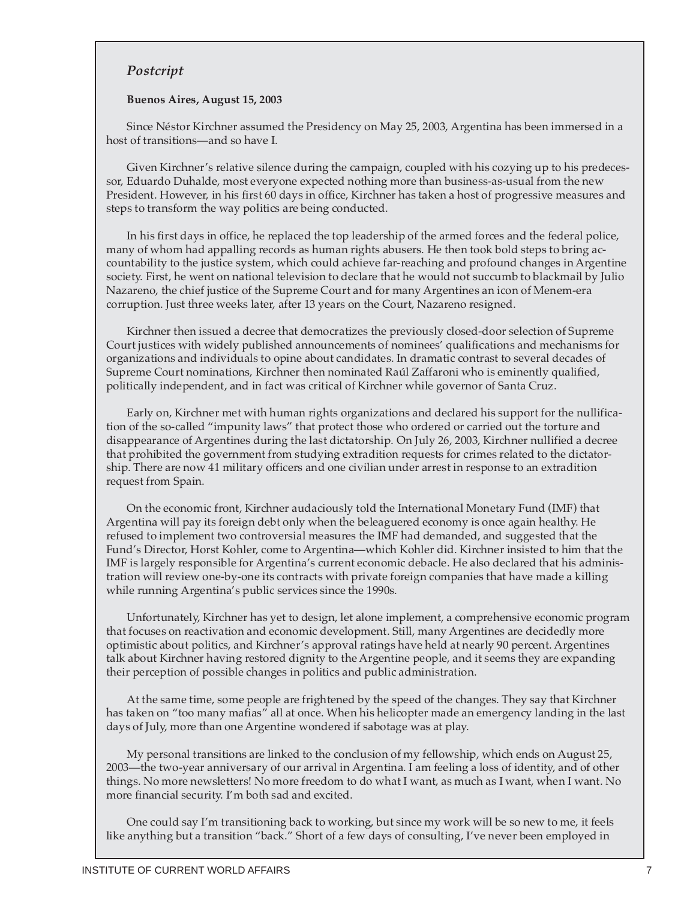## *Postscript*

**Buenos Aires, August 15, 2003**

Since Néstor Kirchner assumed the Presidency on May 25, 2003, Argentina has been immersed in a host of transitions—and so have I.

Given Kirchner's relative silence during the campaign, coupled with his cozying up to his predecessor, Eduardo Duhalde, most everyone expected nothing more than business-as-usual from the new President. However, in his first 60 days in office, Kirchner has taken a host of progressive measures and steps to transform the way politics are being conducted.

In his first days in office, he replaced the top leadership of the armed forces and the federal police, many of whom had appalling records as human rights abusers. He then took bold steps to bring accountability to the justice system, which could achieve far-reaching and profound changes in Argentine society. First, he went on national television to declare that he would not succumb to blackmail by Julio Nazareno, the chief justice of the Supreme Court and for many Argentines an icon of Menem-era corruption. Just three weeks later, after 13 years on the Court, Nazareno resigned.

Kirchner then issued a decree that democratizes the previously closed-door selection of Supreme Court justices with widely published announcements of nominees' qualifications and mechanisms for organizations and individuals to opine about candidates. In dramatic contrast to several decades of Supreme Court nominations, Kirchner then nominated Raúl Zaffaroni who is eminently qualified, politically independent, and in fact was critical of Kirchner while governor of Santa Cruz.

Early on, Kirchner met with human rights organizations and declared his support for the nullification of the so-called "impunity laws" that protect those who ordered or carried out the torture and disappearance of Argentines during the last dictatorship. On July 26, 2003, Kirchner nullified a decree that prohibited the government from studying extradition requests for crimes related to the dictatorship. There are now 41 military officers and one civilian under arrest in response to an extradition request from Spain.

On the economic front, Kirchner audaciously told the International Monetary Fund (IMF) that Argentina will pay its foreign debt only when the beleaguered economy is once again healthy. He refused to implement two controversial measures the IMF had demanded, and suggested that the Fund's Director, Horst Kohler, come to Argentina—which Kohler did. Kirchner insisted to him that the IMF is largely responsible for Argentina's current economic debacle. He also declared that his administration will review one-by-one its contracts with private foreign companies that have made a killing while running Argentina's public services since the 1990s.

Unfortunately, Kirchner has yet to design, let alone implement, a comprehensive economic program that focuses on reactivation and economic development. Still, many Argentines are decidedly more optimistic about politics, and Kirchner's approval ratings have held at nearly 90 percent. Argentines talk about Kirchner having restored dignity to the Argentine people, and it seems they are expanding their perception of possible changes in politics and public administration.

At the same time, some people are frightened by the speed of the changes. They say that Kirchner has taken on "too many mafias" all at once. When his helicopter made an emergency landing in the last days of July, more than one Argentine wondered if sabotage was at play.

My personal transitions are linked to the conclusion of my fellowship, which ends on August 25, 2003—the two-year anniversary of our arrival in Argentina. I am feeling a loss of identity, and of other things. No more newsletters! No more freedom to do what I want, as much as I want, when I want. No more financial security. I'm both sad and excited.

One could say I'm transitioning back to working, but since my work will be so new to me, it feels like anything but a transition "back." Short of a few days of consulting, I've never been employed in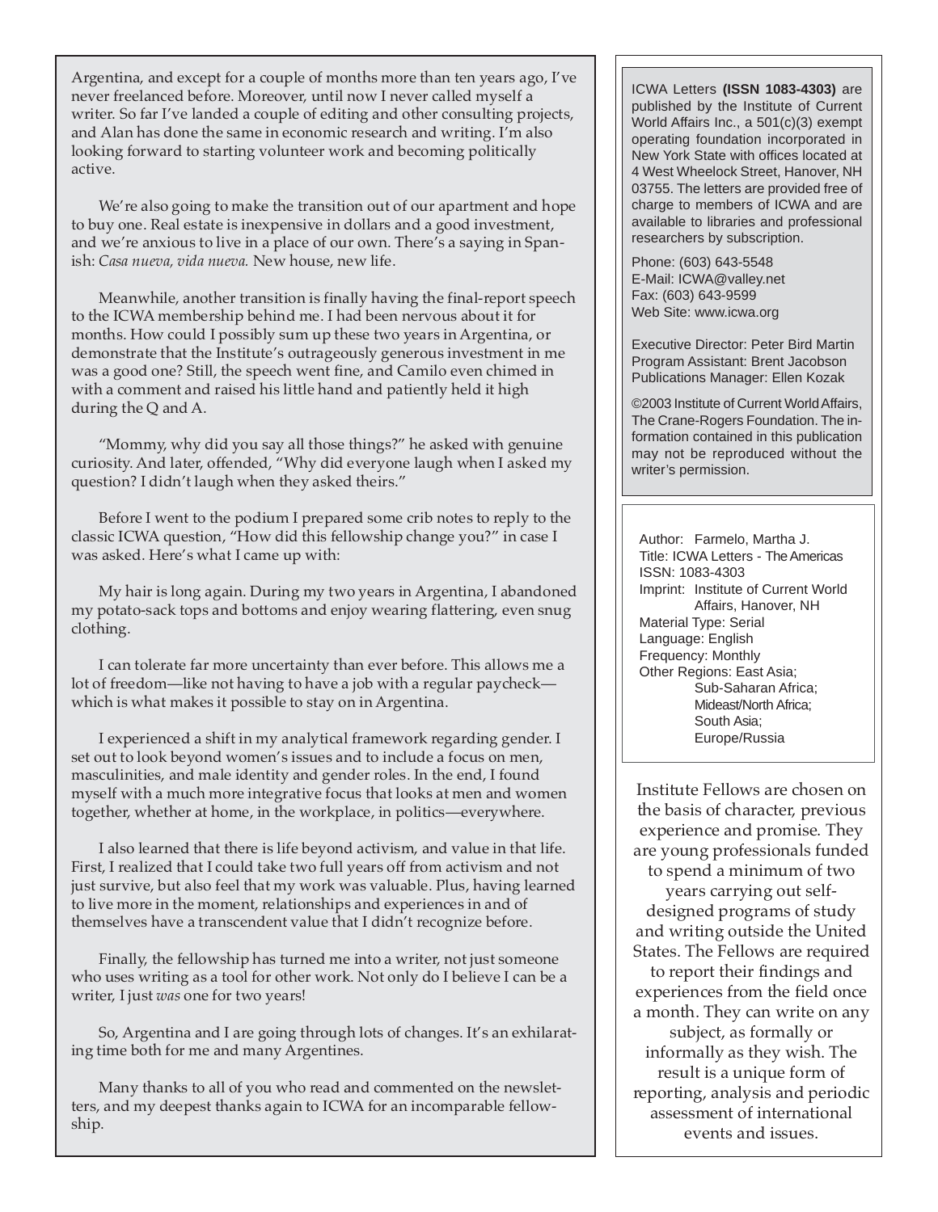Argentina, and except for a couple of months more than ten years ago, I've never freelanced before. Moreover, until now I never called myself a writer. So far I've landed a couple of editing and other consulting projects, and Alan has done the same in economic research and writing. I'm also looking forward to starting volunteer work and becoming politically active.

We're also going to make the transition out of our apartment and hope to buy one. Real estate is inexpensive in dollars and a good investment, and we're anxious to live in a place of our own. There's a saying in Spanish: *Casa nueva, vida nueva.* New house, new life.

Meanwhile, another transition is finally having the final-report speech to the ICWA membership behind me. I had been nervous about it for months. How could I possibly sum up these two years in Argentina, or demonstrate that the Institute's outrageously generous investment in me was a good one? Still, the speech went fine, and Camilo even chimed in with a comment and raised his little hand and patiently held it high during the Q and A.

"Mommy, why did you say all those things?" he asked with genuine curiosity. And later, offended, "Why did everyone laugh when I asked my question? I didn't laugh when they asked theirs."

Before I went to the podium I prepared some crib notes to reply to the classic ICWA question, "How did this fellowship change you?" in case I was asked. Here's what I came up with:

My hair is long again. During my two years in Argentina, I abandoned my potato-sack tops and bottoms and enjoy wearing flattering, even snug clothing.

I can tolerate far more uncertainty than ever before. This allows me a lot of freedom—like not having to have a job with a regular paycheck—which is what makes it possible to stay on in Argentina.

I experienced a shift in my analytical framework regarding gender. I set out to look beyond women's issues and to include a focus on men, masculinities, and male identity and gender roles. In the end, I found myself with a much more integrative focus that looks at men and women together, whether at home, in the workplace, in politics—everywhere.

I also learned that there is life beyond activism, and value in that life. First, I realized that I could take two full years off from activism and not just survive, but also feel that my work was valuable. Plus, having learned to live more in the moment, relationships and experiences in and of themselves have a transcendent value that I didn't recognize before.

Finally, the fellowship has turned me into a writer, not just someone who uses writing as a tool for other work. Not only do I believe I can be a writer, I just *was* one for two years!

So, Argentina and I are going through lots of changes. It's an exhilarating time both for me and many Argentines.

Many thanks to all of you who read and commented on the newsletters, and my deepest thanks again to ICWA for an incomparable fellowship.

---

ICWA Letters **(ISSN 1083-4303)** are published by the Institute of Current World Affairs Inc., a 501(c)(3) exempt operating foundation incorporated in New York State with offices located at 4 West Wheelock Street, Hanover, NH 03755. The letters are provided free of charge to members of ICWA and are available to libraries and professional researchers by subscription.

Phone: (603) 643-5548
E-Mail: ICWA@valley.net
Fax: (603) 643-9599
Web Site: www.icwa.org

Executive Director: Peter Bird Martin
Program Assistant: Brent Jacobson
Publications Manager: Ellen Kozak

©2003 Institute of Current World Affairs, The Crane-Rogers Foundation. The information contained in this publication may not be reproduced without the writer's permission.

Author: Farmelo, Martha J.
Title: ICWA Letters - The Americas
ISSN: 1083-4303
Imprint: Institute of Current World Affairs, Hanover, NH
Material Type: Serial
Language: English
Frequency: Monthly
Other Regions: East Asia; Sub-Saharan Africa; Mideast/North Africa; South Asia; Europe/Russia

Institute Fellows are chosen on the basis of character, previous experience and promise. They are young professionals funded to spend a minimum of two years carrying out self-designed programs of study and writing outside the United States. The Fellows are required to report their findings and experiences from the field once a month. They can write on any subject, as formally or informally as they wish. The result is a unique form of reporting, analysis and periodic assessment of international events and issues.